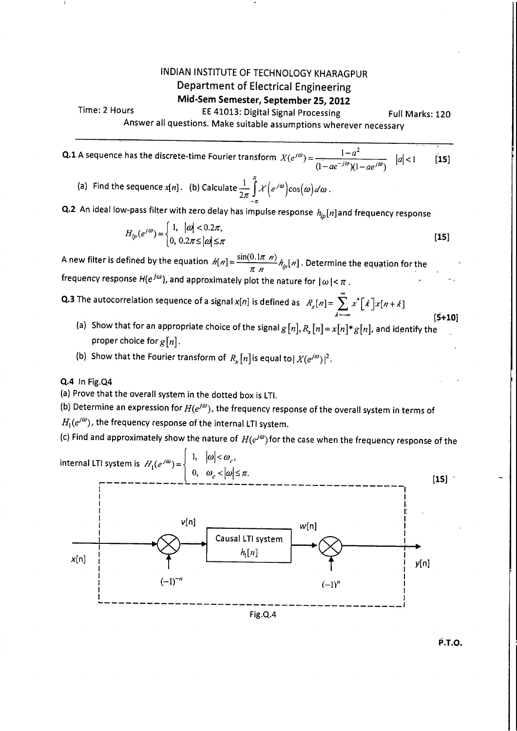# INDIAN INSTITUTE OF TECHNOLOGY KHARAGPUR

## Department of Electrical Engineering

### Mid-Sem Semester, September 25, 2012

Time: 2 Hours | EE 41013: Digital Signal Processing | Full Marks: 120

Answer all questions. Make suitable assumptions wherever necessary

---

**Q.1** A sequence has the discrete-time Fourier transform $X(e^{j\omega}) = \dfrac{1-a^2}{(1-ae^{-j\omega})(1-ae^{j\omega})}$ $|a|<1$ **[15]**

(a) Find the sequence $x[n]$. (b) Calculate $\dfrac{1}{2\pi}\displaystyle\int_{-\pi}^{\pi} X\left(e^{j\omega}\right)\cos(\omega)\,d\omega$.

**Q.2** An ideal low-pass filter with zero delay has impulse response $h_{lp}[n]$ and frequency response

$$H_{lp}(e^{j\omega}) = \begin{cases} 1, & |\omega| < 0.2\pi, \\ 0, & 0.2\pi \le |\omega| \le \pi \end{cases}$$

**[15]**

A new filter is defined by the equation $h[n] = \dfrac{\sin(0.1\pi\, n)}{\pi\, n} h_{lp}[n]$. Determine the equation for the frequency response $H(e^{j\omega})$, and approximately plot the nature for $|\omega| < \pi$.

**Q.3** The autocorrelation sequence of a signal $x[n]$ is defined as $R_x[n] = \displaystyle\sum_{k=-\infty}^{\infty} x^*[k]x[n+k]$ **[5+10]**

(a) Show that for an appropriate choice of the signal $g[n]$, $R_x[n] = x[n] * g[n]$, and identify the proper choice for $g[n]$.

(b) Show that the Fourier transform of $R_x[n]$ is equal to $|X(e^{j\omega})|^2$.

**Q.4** In Fig.Q4

(a) Prove that the overall system in the dotted box is LTI.

(b) Determine an expression for $H(e^{j\omega})$, the frequency response of the overall system in terms of $H_1(e^{j\omega})$, the frequency response of the internal LTI system.

(c) Find and approximately show the nature of $H(e^{j\omega})$ for the case when the frequency response of the internal LTI system is $H_1(e^{j\omega}) = \begin{cases} 1, & |\omega| < \omega_c, \\ 0, & \omega_c < |\omega| \le \pi. \end{cases}$ **[15]**

[Block diagram: $x[n]$ → multiplier (×$(-1)^{-n}$) → $v[n]$ → Causal LTI system $h_1[n]$ → $w[n]$ → multiplier (×$(-1)^{n}$) → $y[n]$]

Fig.Q.4

P.T.O.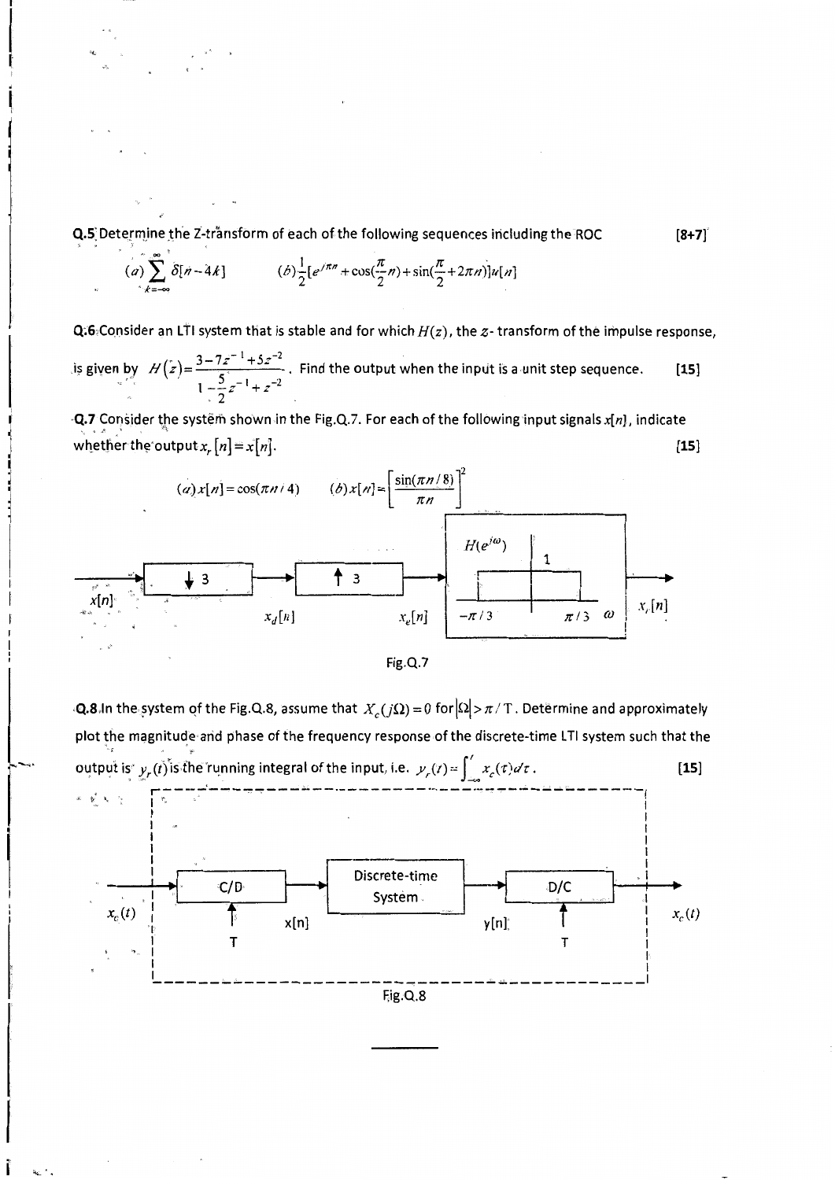**Q.5** Determine the Z-transform of each of the following sequences including the ROC **[8+7]**

$(a)\sum_{k=-\infty}^{\infty}\delta[n-4k]$ $\quad\quad$ $(b)\frac{1}{2}[e^{j\pi n}+\cos(\frac{\pi}{2}n)+\sin(\frac{\pi}{2}+2\pi n)]u[n]$

**Q.6** Consider an LTI system that is stable and for which $H(z)$, the $z$-transform of the impulse response, is given by $H(z)=\frac{3-7z^{-1}+5z^{-2}}{1-\frac{5}{2}z^{-1}+z^{-2}}$. Find the output when the input is a unit step sequence. **[15]**

**Q.7** Consider the system shown in the Fig.Q.7. For each of the following input signals $x[n]$, indicate whether the output $x_r[n]=x[n]$. **[15]**

$(a)\,x[n]=\cos(\pi n/4)$ $\quad\quad$ $(b)\,x[n]=\left[\frac{\sin(\pi n/8)}{\pi n}\right]^2$

$x[n]$ → $\downarrow 3$ → $x_d[n]$ → $\uparrow 3$ → $x_e[n]$ → $H(e^{j\omega})$ → $x_r[n]$

$H(e^{j\omega})$: 1, $-\pi/3$, $\pi/3$, $\omega$

Fig.Q.7

**Q.8** In the system of the Fig.Q.8, assume that $X_c(j\Omega)=0$ for $|\Omega|>\pi/T$. Determine and approximately plot the magnitude and phase of the frequency response of the discrete-time LTI system such that the output is $y_r(t)$ is the running integral of the input, i.e. $y_r(t)=\int_{-\infty}^{t}x_c(\tau)d\tau$. **[15]**

$x_c(t)$ → C/D → $x[n]$ → Discrete-time System → $y[n]$ → D/C → $x_c(t)$

T, T

Fig.Q.8